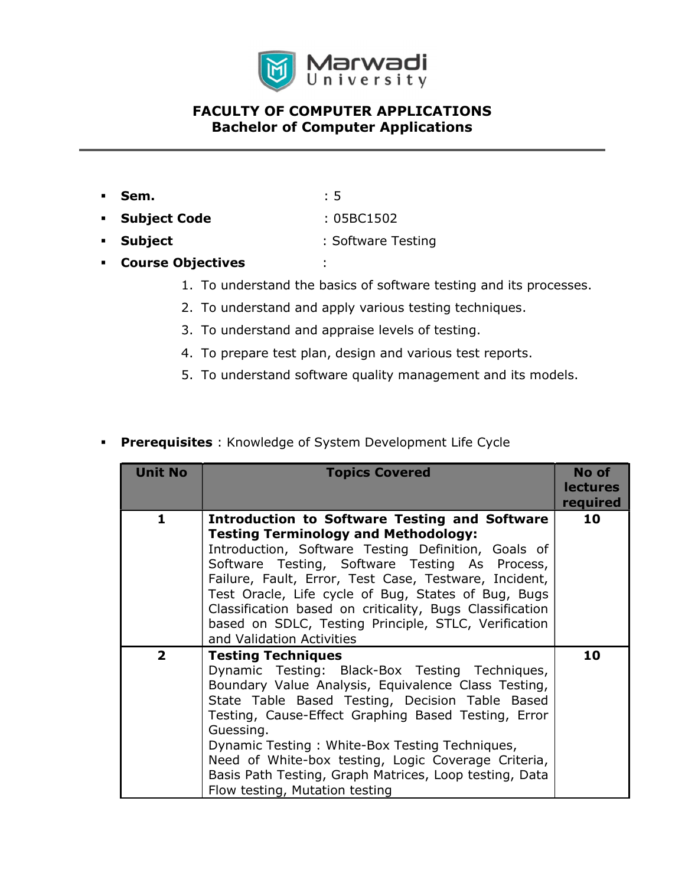# FACULTY OF COMPUTER APPLICATIONS
## Bachelor of Computer Applications

- **Sem.** : 5
- **Subject Code** : 05BC1502
- **Subject** : Software Testing
- **Course Objectives** :
  1. To understand the basics of software testing and its processes.
  2. To understand and apply various testing techniques.
  3. To understand and appraise levels of testing.
  4. To prepare test plan, design and various test reports.
  5. To understand software quality management and its models.

- **Prerequisites** : Knowledge of System Development Life Cycle

| Unit No | Topics Covered | No of lectures required |
|---|---|---|
| 1 | **Introduction to Software Testing and Software Testing Terminology and Methodology:** Introduction, Software Testing Definition, Goals of Software Testing, Software Testing As Process, Failure, Fault, Error, Test Case, Testware, Incident, Test Oracle, Life cycle of Bug, States of Bug, Bugs Classification based on criticality, Bugs Classification based on SDLC, Testing Principle, STLC, Verification and Validation Activities | 10 |
| 2 | **Testing Techniques** Dynamic Testing: Black-Box Testing Techniques, Boundary Value Analysis, Equivalence Class Testing, State Table Based Testing, Decision Table Based Testing, Cause-Effect Graphing Based Testing, Error Guessing. Dynamic Testing : White-Box Testing Techniques, Need of White-box testing, Logic Coverage Criteria, Basis Path Testing, Graph Matrices, Loop testing, Data Flow testing, Mutation testing | 10 |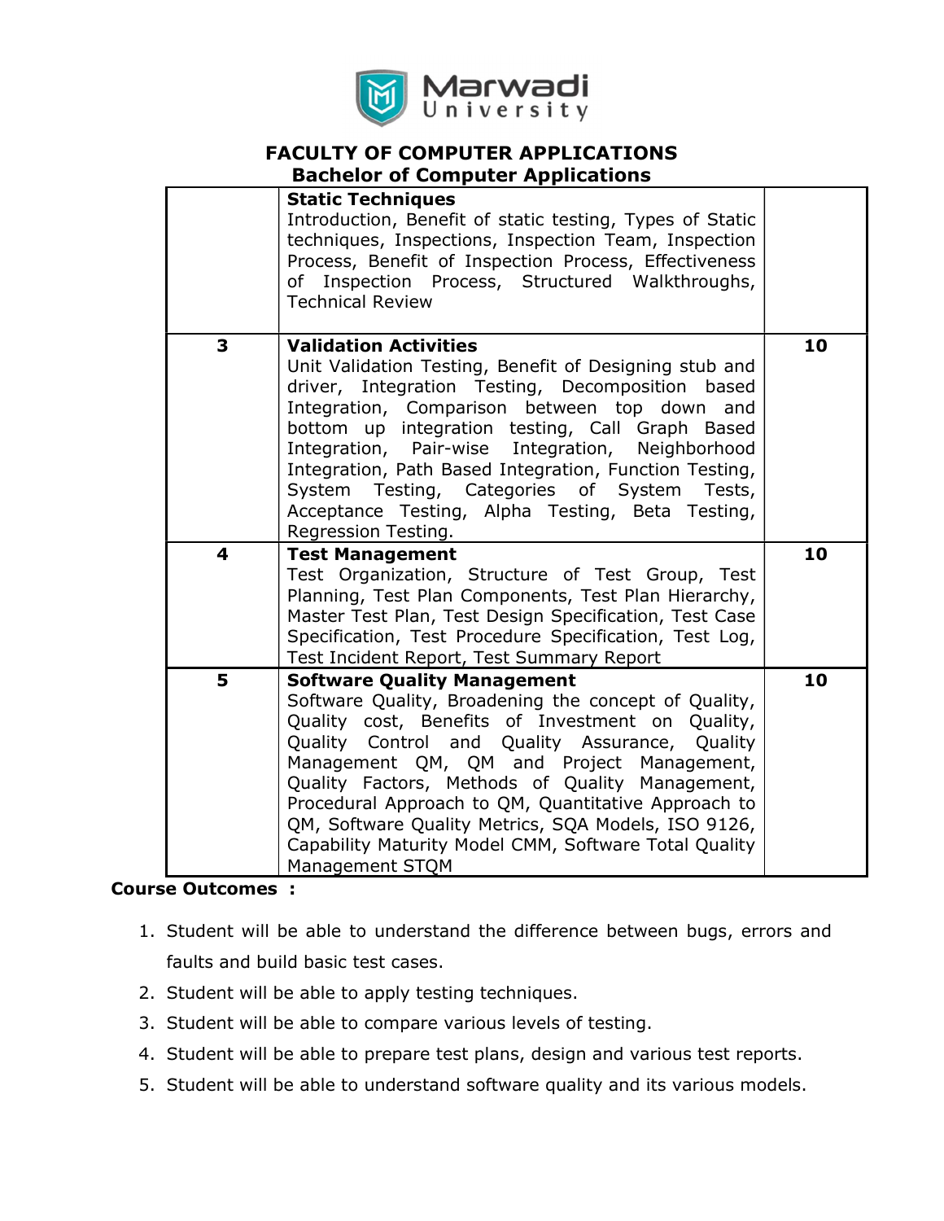# FACULTY OF COMPUTER APPLICATIONS

## Bachelor of Computer Applications

| | | |
|---|---|---|
| | **Static Techniques** Introduction, Benefit of static testing, Types of Static techniques, Inspections, Inspection Team, Inspection Process, Benefit of Inspection Process, Effectiveness of Inspection Process, Structured Walkthroughs, Technical Review | |
| 3 | **Validation Activities** Unit Validation Testing, Benefit of Designing stub and driver, Integration Testing, Decomposition based Integration, Comparison between top down and bottom up integration testing, Call Graph Based Integration, Pair-wise Integration, Neighborhood Integration, Path Based Integration, Function Testing, System Testing, Categories of System Tests, Acceptance Testing, Alpha Testing, Beta Testing, Regression Testing. | 10 |
| 4 | **Test Management** Test Organization, Structure of Test Group, Test Planning, Test Plan Components, Test Plan Hierarchy, Master Test Plan, Test Design Specification, Test Case Specification, Test Procedure Specification, Test Log, Test Incident Report, Test Summary Report | 10 |
| 5 | **Software Quality Management** Software Quality, Broadening the concept of Quality, Quality cost, Benefits of Investment on Quality, Quality Control and Quality Assurance, Quality Management QM, QM and Project Management, Quality Factors, Methods of Quality Management, Procedural Approach to QM, Quantitative Approach to QM, Software Quality Metrics, SQA Models, ISO 9126, Capability Maturity Model CMM, Software Total Quality Management STQM | 10 |

**Course Outcomes :**

1. Student will be able to understand the difference between bugs, errors and faults and build basic test cases.
2. Student will be able to apply testing techniques.
3. Student will be able to compare various levels of testing.
4. Student will be able to prepare test plans, design and various test reports.
5. Student will be able to understand software quality and its various models.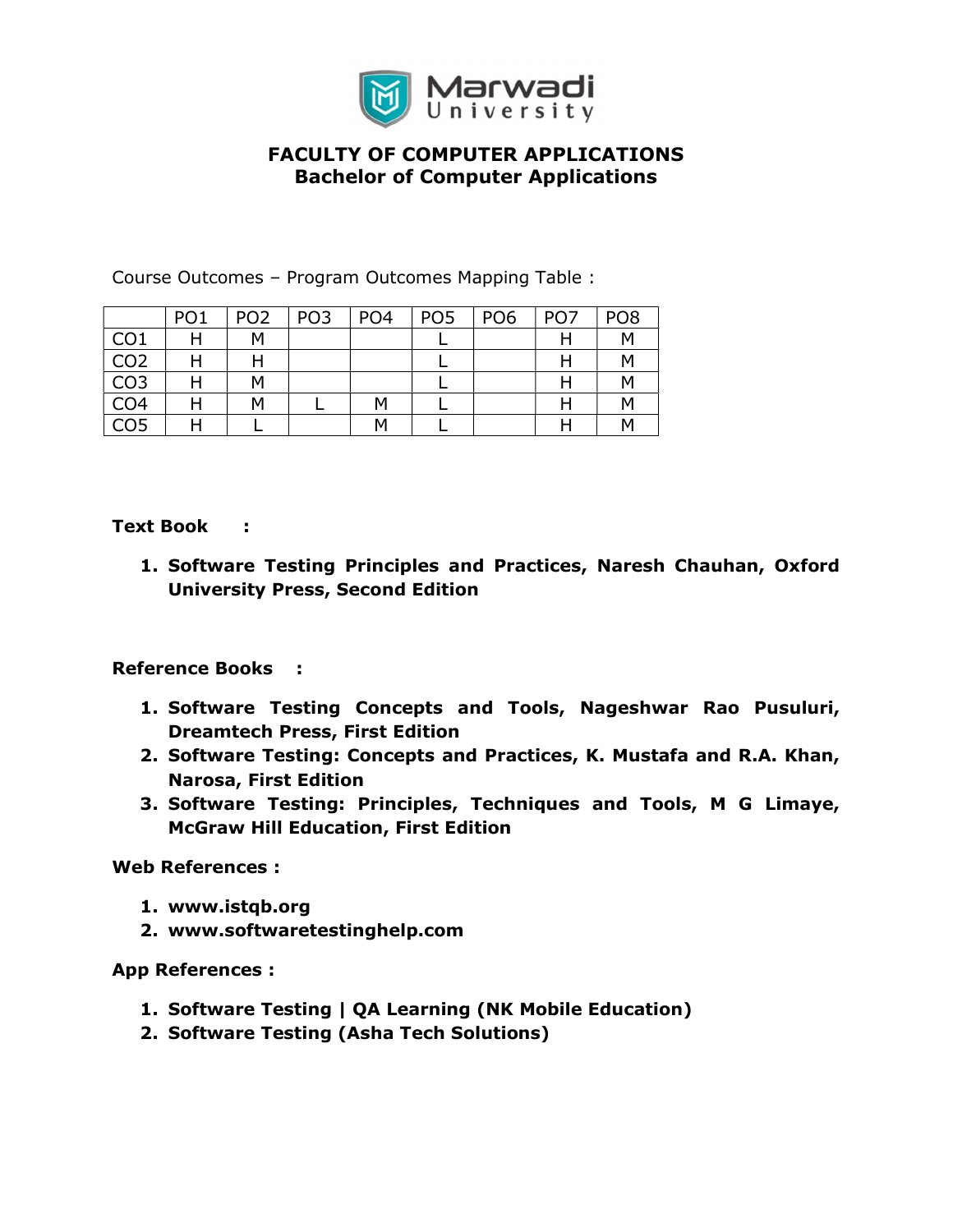**FACULTY OF COMPUTER APPLICATIONS**
**Bachelor of Computer Applications**

Course Outcomes – Program Outcomes Mapping Table :

| | PO1 | PO2 | PO3 | PO4 | PO5 | PO6 | PO7 | PO8 |
|---|---|---|---|---|---|---|---|---|
| CO1 | H | M | | | L | | H | M |
| CO2 | H | H | | | L | | H | M |
| CO3 | H | M | | | L | | H | M |
| CO4 | H | M | L | M | L | | H | M |
| CO5 | H | L | | M | L | | H | M |

**Text Book :**

1. **Software Testing Principles and Practices, Naresh Chauhan, Oxford University Press, Second Edition**

**Reference Books :**

1. **Software Testing Concepts and Tools, Nageshwar Rao Pusuluri, Dreamtech Press, First Edition**
2. **Software Testing: Concepts and Practices, K. Mustafa and R.A. Khan, Narosa, First Edition**
3. **Software Testing: Principles, Techniques and Tools, M G Limaye, McGraw Hill Education, First Edition**

**Web References :**

1. **www.istqb.org**
2. **www.softwaretestinghelp.com**

**App References :**

1. **Software Testing | QA Learning (NK Mobile Education)**
2. **Software Testing (Asha Tech Solutions)**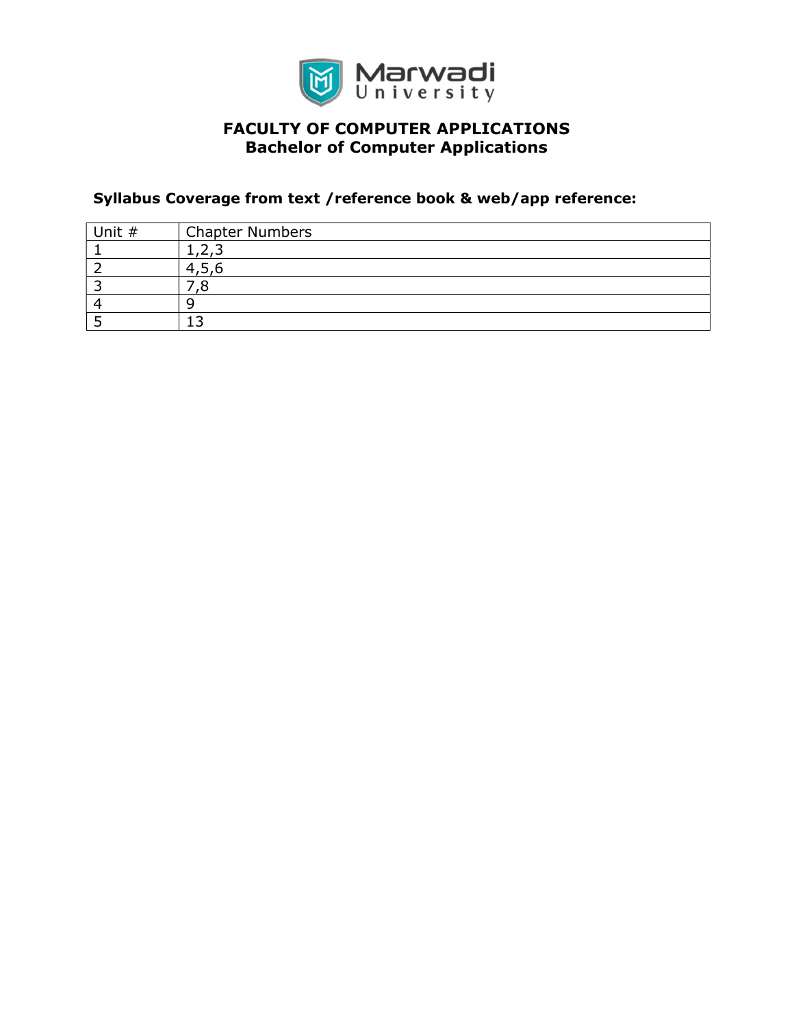# FACULTY OF COMPUTER APPLICATIONS
## Bachelor of Computer Applications

**Syllabus Coverage from text /reference book & web/app reference:**

| Unit # | Chapter Numbers |
|---|---|
| 1 | 1,2,3 |
| 2 | 4,5,6 |
| 3 | 7,8 |
| 4 | 9 |
| 5 | 13 |